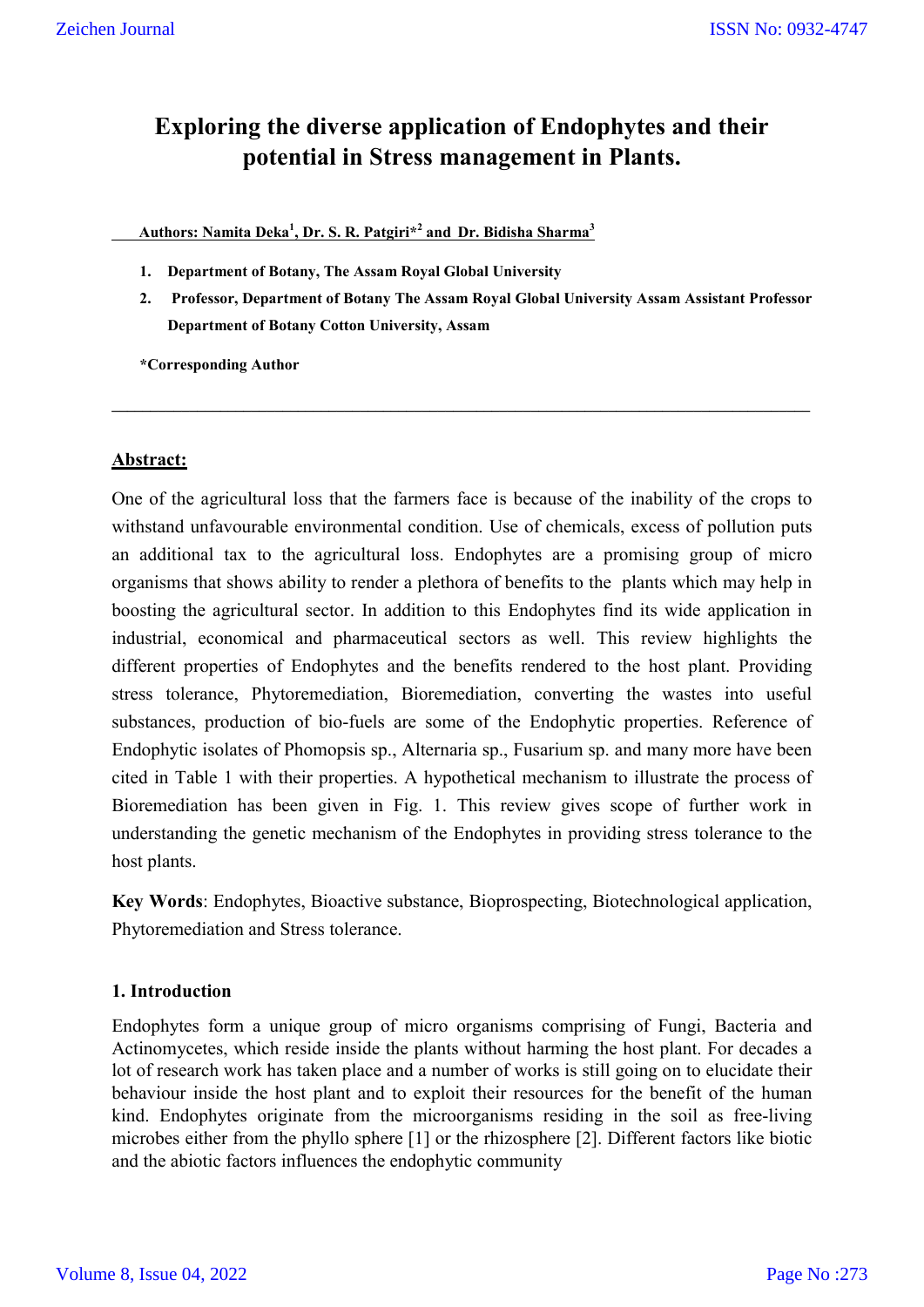# Exploring the diverse application of Endophytes and their potential in Stress management in Plants.

**Authors: Namita Deka[1], Dr. S. R. Patgiri*[2] and Dr. Bidisha Sharma[3]**

1. **Department of Botany, The Assam Royal Global University**
2. **Professor, Department of Botany The Assam Royal Global University Assam Assistant Professor Department of Botany Cotton University, Assam**

***Corresponding Author**

---

## Abstract:

One of the agricultural loss that the farmers face is because of the inability of the crops to withstand unfavourable environmental condition. Use of chemicals, excess of pollution puts an additional tax to the agricultural loss. Endophytes are a promising group of micro organisms that shows ability to render a plethora of benefits to the plants which may help in boosting the agricultural sector. In addition to this Endophytes find its wide application in industrial, economical and pharmaceutical sectors as well. This review highlights the different properties of Endophytes and the benefits rendered to the host plant. Providing stress tolerance, Phytoremediation, Bioremediation, converting the wastes into useful substances, production of bio-fuels are some of the Endophytic properties. Reference of Endophytic isolates of Phomopsis sp., Alternaria sp., Fusarium sp. and many more have been cited in Table 1 with their properties. A hypothetical mechanism to illustrate the process of Bioremediation has been given in Fig. 1. This review gives scope of further work in understanding the genetic mechanism of the Endophytes in providing stress tolerance to the host plants.

**Key Words**: Endophytes, Bioactive substance, Bioprospecting, Biotechnological application, Phytoremediation and Stress tolerance.

## 1. Introduction

Endophytes form a unique group of micro organisms comprising of Fungi, Bacteria and Actinomycetes, which reside inside the plants without harming the host plant. For decades a lot of research work has taken place and a number of works is still going on to elucidate their behaviour inside the host plant and to exploit their resources for the benefit of the human kind. Endophytes originate from the microorganisms residing in the soil as free-living microbes either from the phyllo sphere [1] or the rhizosphere [2]. Different factors like biotic and the abiotic factors influences the endophytic community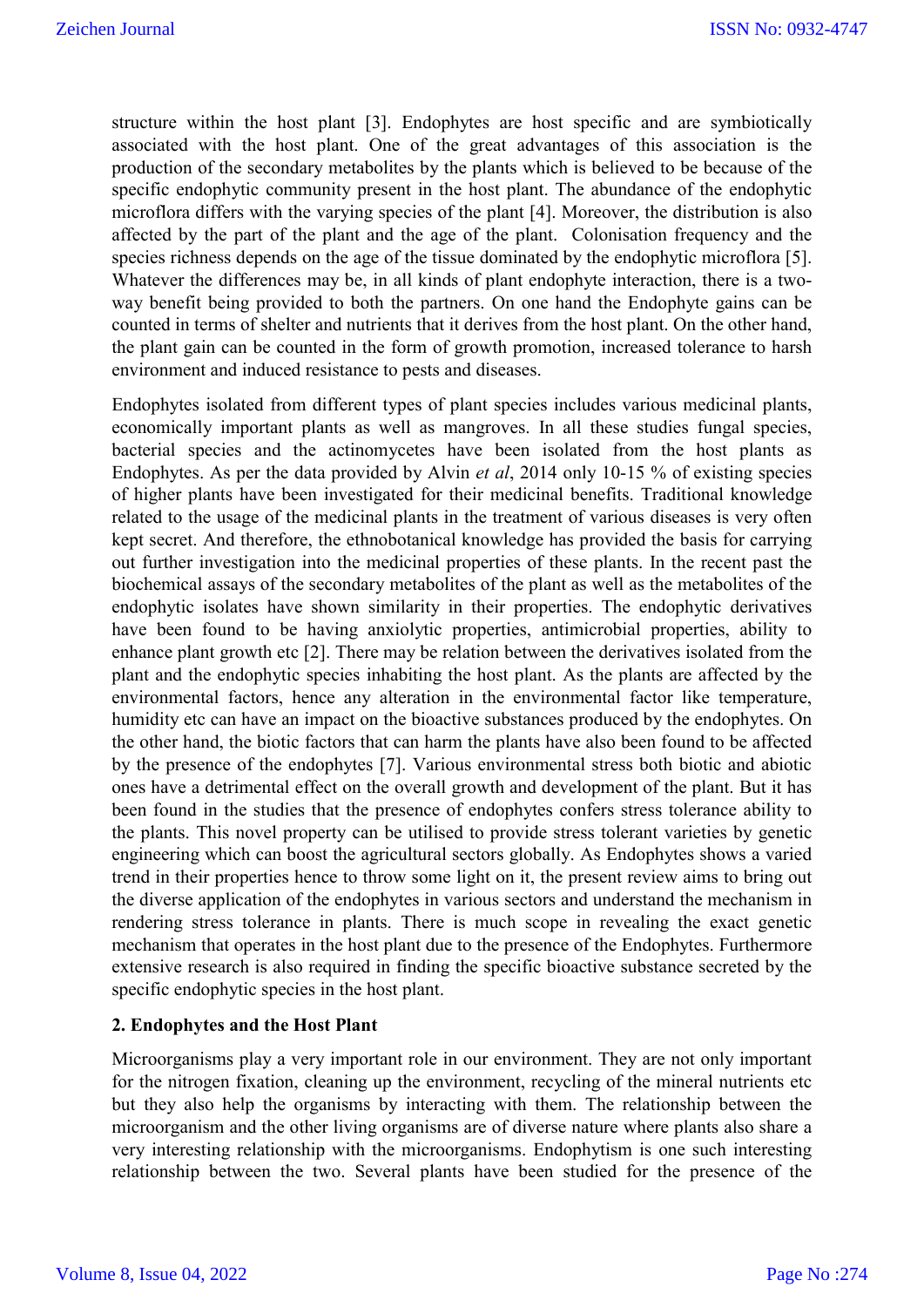structure within the host plant [3]. Endophytes are host specific and are symbiotically associated with the host plant. One of the great advantages of this association is the production of the secondary metabolites by the plants which is believed to be because of the specific endophytic community present in the host plant. The abundance of the endophytic microflora differs with the varying species of the plant [4]. Moreover, the distribution is also affected by the part of the plant and the age of the plant.  Colonisation frequency and the species richness depends on the age of the tissue dominated by the endophytic microflora [5]. Whatever the differences may be, in all kinds of plant endophyte interaction, there is a two-way benefit being provided to both the partners. On one hand the Endophyte gains can be counted in terms of shelter and nutrients that it derives from the host plant. On the other hand, the plant gain can be counted in the form of growth promotion, increased tolerance to harsh environment and induced resistance to pests and diseases.

Endophytes isolated from different types of plant species includes various medicinal plants, economically important plants as well as mangroves. In all these studies fungal species, bacterial species and the actinomycetes have been isolated from the host plants as Endophytes. As per the data provided by Alvin *et al*, 2014 only 10-15 % of existing species of higher plants have been investigated for their medicinal benefits. Traditional knowledge related to the usage of the medicinal plants in the treatment of various diseases is very often kept secret. And therefore, the ethnobotanical knowledge has provided the basis for carrying out further investigation into the medicinal properties of these plants. In the recent past the biochemical assays of the secondary metabolites of the plant as well as the metabolites of the endophytic isolates have shown similarity in their properties. The endophytic derivatives have been found to be having anxiolytic properties, antimicrobial properties, ability to enhance plant growth etc [2]. There may be relation between the derivatives isolated from the plant and the endophytic species inhabiting the host plant. As the plants are affected by the environmental factors, hence any alteration in the environmental factor like temperature, humidity etc can have an impact on the bioactive substances produced by the endophytes. On the other hand, the biotic factors that can harm the plants have also been found to be affected by the presence of the endophytes [7]. Various environmental stress both biotic and abiotic ones have a detrimental effect on the overall growth and development of the plant. But it has been found in the studies that the presence of endophytes confers stress tolerance ability to the plants. This novel property can be utilised to provide stress tolerant varieties by genetic engineering which can boost the agricultural sectors globally. As Endophytes shows a varied trend in their properties hence to throw some light on it, the present review aims to bring out the diverse application of the endophytes in various sectors and understand the mechanism in rendering stress tolerance in plants. There is much scope in revealing the exact genetic mechanism that operates in the host plant due to the presence of the Endophytes. Furthermore extensive research is also required in finding the specific bioactive substance secreted by the specific endophytic species in the host plant.

## 2. Endophytes and the Host Plant

Microorganisms play a very important role in our environment. They are not only important for the nitrogen fixation, cleaning up the environment, recycling of the mineral nutrients etc but they also help the organisms by interacting with them. The relationship between the microorganism and the other living organisms are of diverse nature where plants also share a very interesting relationship with the microorganisms. Endophytism is one such interesting relationship between the two. Several plants have been studied for the presence of the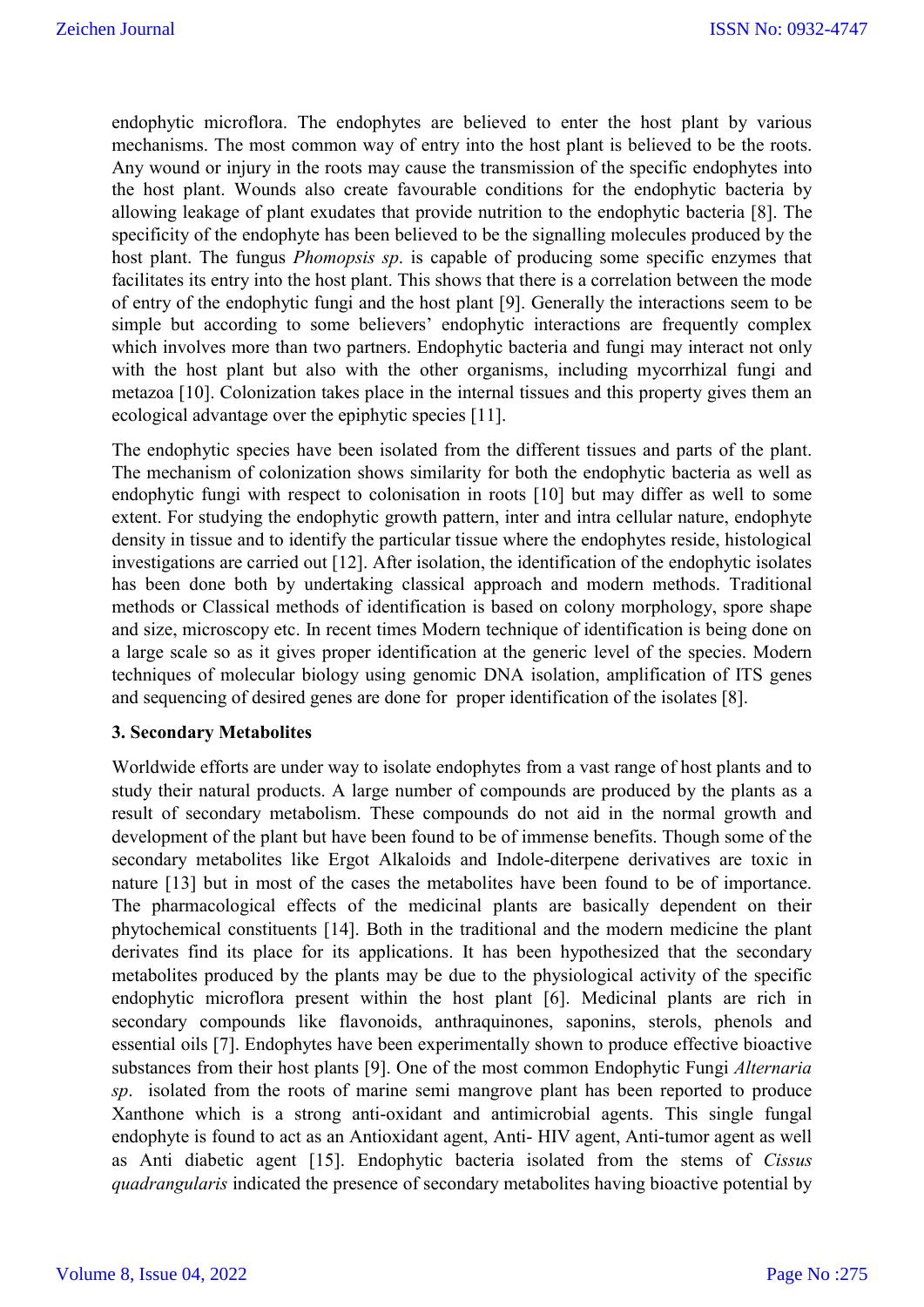endophytic microflora. The endophytes are believed to enter the host plant by various mechanisms. The most common way of entry into the host plant is believed to be the roots. Any wound or injury in the roots may cause the transmission of the specific endophytes into the host plant. Wounds also create favourable conditions for the endophytic bacteria by allowing leakage of plant exudates that provide nutrition to the endophytic bacteria [8]. The specificity of the endophyte has been believed to be the signalling molecules produced by the host plant. The fungus *Phomopsis sp*. is capable of producing some specific enzymes that facilitates its entry into the host plant. This shows that there is a correlation between the mode of entry of the endophytic fungi and the host plant [9]. Generally the interactions seem to be simple but according to some believers' endophytic interactions are frequently complex which involves more than two partners. Endophytic bacteria and fungi may interact not only with the host plant but also with the other organisms, including mycorrhizal fungi and metazoa [10]. Colonization takes place in the internal tissues and this property gives them an ecological advantage over the epiphytic species [11].

The endophytic species have been isolated from the different tissues and parts of the plant. The mechanism of colonization shows similarity for both the endophytic bacteria as well as endophytic fungi with respect to colonisation in roots [10] but may differ as well to some extent. For studying the endophytic growth pattern, inter and intra cellular nature, endophyte density in tissue and to identify the particular tissue where the endophytes reside, histological investigations are carried out [12]. After isolation, the identification of the endophytic isolates has been done both by undertaking classical approach and modern methods. Traditional methods or Classical methods of identification is based on colony morphology, spore shape and size, microscopy etc. In recent times Modern technique of identification is being done on a large scale so as it gives proper identification at the generic level of the species. Modern techniques of molecular biology using genomic DNA isolation, amplification of ITS genes and sequencing of desired genes are done for proper identification of the isolates [8].

### 3. Secondary Metabolites

Worldwide efforts are under way to isolate endophytes from a vast range of host plants and to study their natural products. A large number of compounds are produced by the plants as a result of secondary metabolism. These compounds do not aid in the normal growth and development of the plant but have been found to be of immense benefits. Though some of the secondary metabolites like Ergot Alkaloids and Indole-diterpene derivatives are toxic in nature [13] but in most of the cases the metabolites have been found to be of importance. The pharmacological effects of the medicinal plants are basically dependent on their phytochemical constituents [14]. Both in the traditional and the modern medicine the plant derivates find its place for its applications. It has been hypothesized that the secondary metabolites produced by the plants may be due to the physiological activity of the specific endophytic microflora present within the host plant [6]. Medicinal plants are rich in secondary compounds like flavonoids, anthraquinones, saponins, sterols, phenols and essential oils [7]. Endophytes have been experimentally shown to produce effective bioactive substances from their host plants [9]. One of the most common Endophytic Fungi *Alternaria sp*. isolated from the roots of marine semi mangrove plant has been reported to produce Xanthone which is a strong anti-oxidant and antimicrobial agents. This single fungal endophyte is found to act as an Antioxidant agent, Anti- HIV agent, Anti-tumor agent as well as Anti diabetic agent [15]. Endophytic bacteria isolated from the stems of *Cissus quadrangularis* indicated the presence of secondary metabolites having bioactive potential by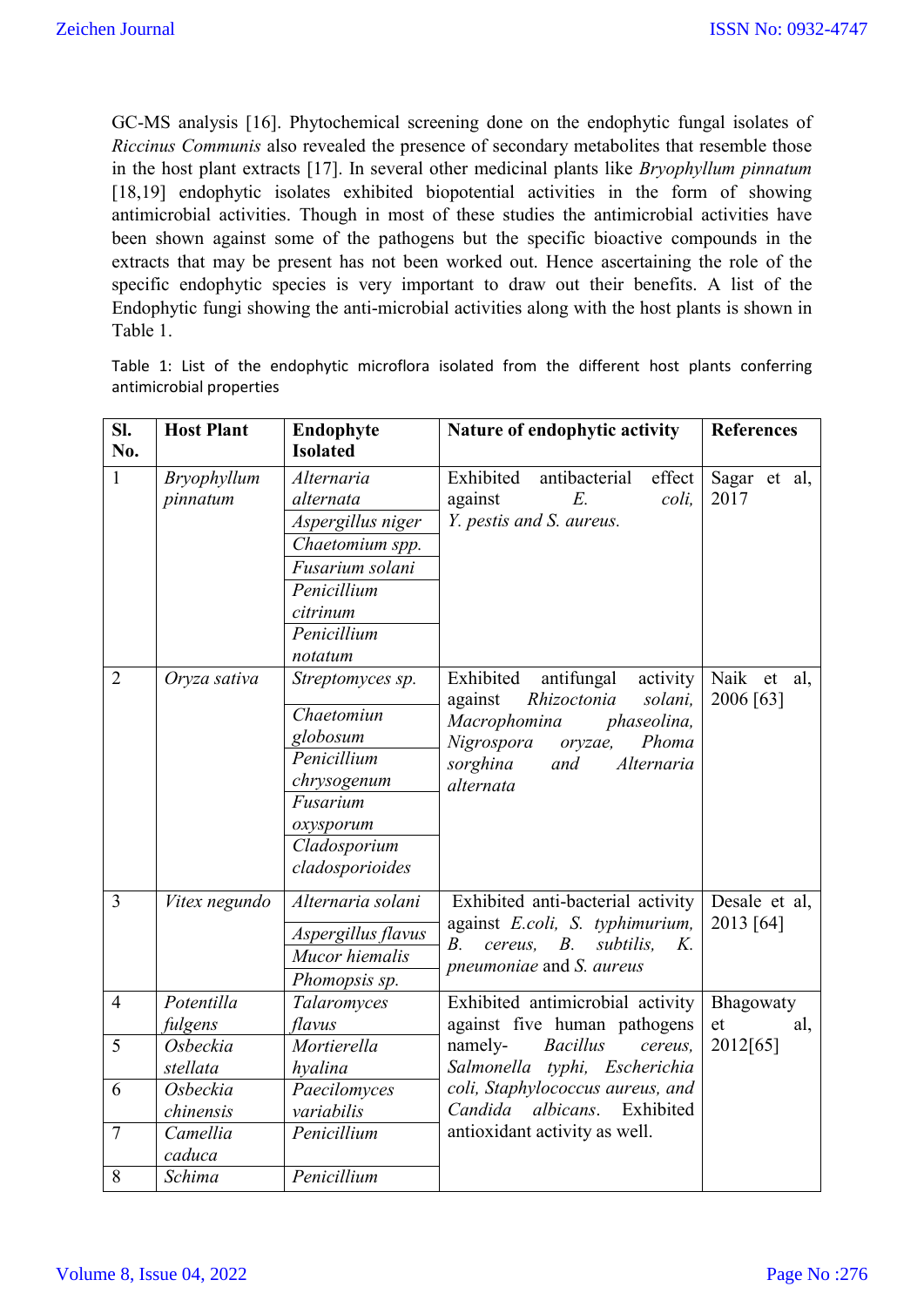GC-MS analysis [16]. Phytochemical screening done on the endophytic fungal isolates of *Riccinus Communis* also revealed the presence of secondary metabolites that resemble those in the host plant extracts [17]. In several other medicinal plants like *Bryophyllum pinnatum* [18,19] endophytic isolates exhibited biopotential activities in the form of showing antimicrobial activities. Though in most of these studies the antimicrobial activities have been shown against some of the pathogens but the specific bioactive compounds in the extracts that may be present has not been worked out. Hence ascertaining the role of the specific endophytic species is very important to draw out their benefits. A list of the Endophytic fungi showing the anti-microbial activities along with the host plants is shown in Table 1.

Table 1: List of the endophytic microflora isolated from the different host plants conferring antimicrobial properties

| Sl. No. | Host Plant | Endophyte Isolated | Nature of endophytic activity | References |
|---|---|---|---|---|
| 1 | *Bryophyllum pinnatum* | *Alternaria alternata* | Exhibited antibacterial effect against *E. coli, Y. pestis and S. aureus.* | Sagar et al, 2017 |
| | | *Aspergillus niger* | | |
| | | *Chaetomium spp.* | | |
| | | *Fusarium solani* | | |
| | | *Penicillium citrinum* | | |
| | | *Penicillium notatum* | | |
| 2 | *Oryza sativa* | *Streptomyces sp.* | Exhibited antifungal activity against *Rhizoctonia solani, Macrophomina phaseolina, Nigrospora oryzae, Phoma sorghina and Alternaria alternata* | Naik et al, 2006 [63] |
| | | *Chaetomiun globosum* | | |
| | | *Penicillium chrysogenum* | | |
| | | *Fusarium oxysporum* | | |
| | | *Cladosporium cladosporioides* | | |
| 3 | *Vitex negundo* | *Alternaria solani* | Exhibited anti-bacterial activity against *E.coli, S. typhimurium, B. cereus, B. subtilis, K. pneumoniae* and *S. aureus* | Desale et al, 2013 [64] |
| | | *Aspergillus flavus* | | |
| | | *Mucor hiemalis* | | |
| | | *Phomopsis sp.* | | |
| 4 | *Potentilla fulgens* | *Talaromyces flavus* | Exhibited antimicrobial activity against five human pathogens namely- *Bacillus cereus, Salmonella typhi, Escherichia coli, Staphylococcus aureus, and Candida albicans*. Exhibited antioxidant activity as well. | Bhagowaty et al, 2012[65] |
| 5 | *Osbeckia stellata* | *Mortierella hyalina* | | |
| 6 | *Osbeckia chinensis* | *Paecilomyces variabilis* | | |
| 7 | *Camellia caduca* | *Penicillium* | | |
| 8 | *Schima* | *Penicillium* | | |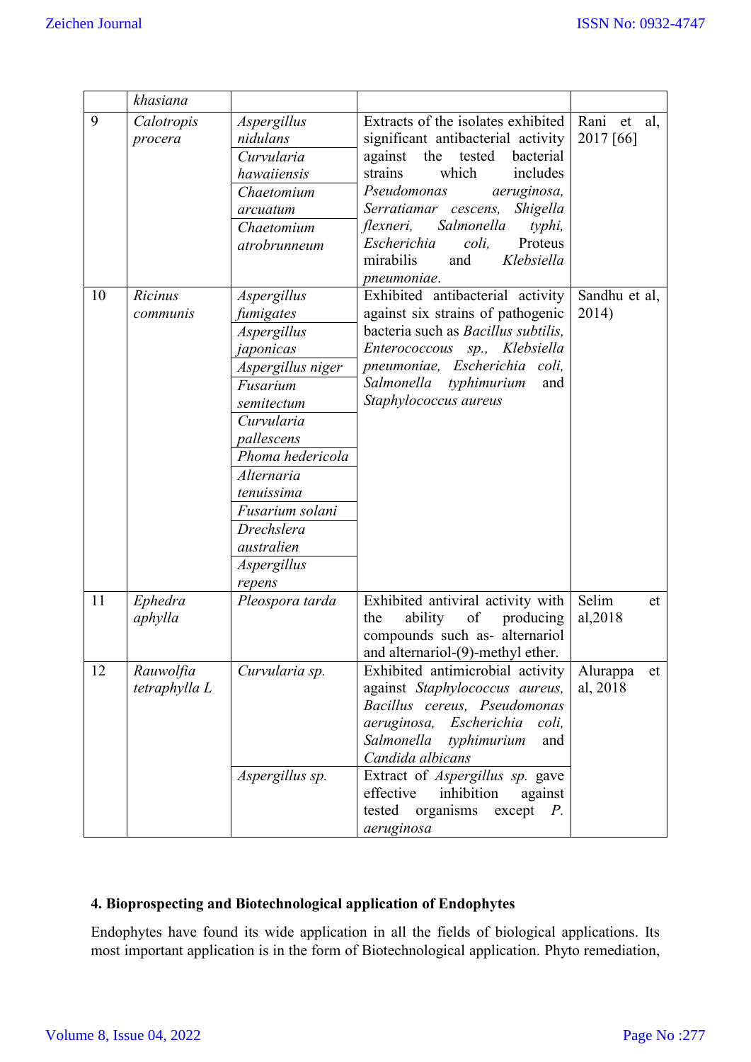| | *khasiana* | | | |
|---|---|---|---|---|
| 9 | *Calotropis procera* | *Aspergillus nidulans*<br>*Curvularia hawaiiensis*<br>*Chaetomium arcuatum*<br>*Chaetomium atrobrunneum* | Extracts of the isolates exhibited significant antibacterial activity against the tested bacterial strains which includes *Pseudomonas aeruginosa, Serratiamar cescens, Shigella flexneri, Salmonella typhi, Escherichia coli,* Proteus mirabilis and *Klebsiella pneumoniae*. | Rani et al, 2017 [66] |
| 10 | *Ricinus communis* | *Aspergillus fumigates*<br>*Aspergillus japonicas*<br>*Aspergillus niger*<br>*Fusarium semitectum*<br>*Curvularia pallescens*<br>*Phoma hedericola*<br>*Alternaria tenuissima*<br>*Fusarium solani*<br>*Drechslera australien*<br>*Aspergillus repens* | Exhibited antibacterial activity against six strains of pathogenic bacteria such as *Bacillus subtilis, Enterococcous sp., Klebsiella pneumoniae, Escherichia coli, Salmonella typhimurium* and *Staphylococcus aureus* | Sandhu et al, 2014) |
| 11 | *Ephedra aphylla* | *Pleospora tarda* | Exhibited antiviral activity with the ability of producing compounds such as- alternariol and alternariol-(9)-methyl ether. | Selim et al,2018 |
| 12 | *Rauwolfia tetraphylla L* | *Curvularia sp.* | Exhibited antimicrobial activity against *Staphylococcus aureus, Bacillus cereus, Pseudomonas aeruginosa, Escherichia coli, Salmonella typhimurium* and *Candida albicans* | Alurappa et al, 2018 |
| | | *Aspergillus sp.* | Extract of *Aspergillus sp.* gave effective inhibition against tested organisms except *P. aeruginosa* | |

## 4. Bioprospecting and Biotechnological application of Endophytes

Endophytes have found its wide application in all the fields of biological applications. Its most important application is in the form of Biotechnological application. Phyto remediation,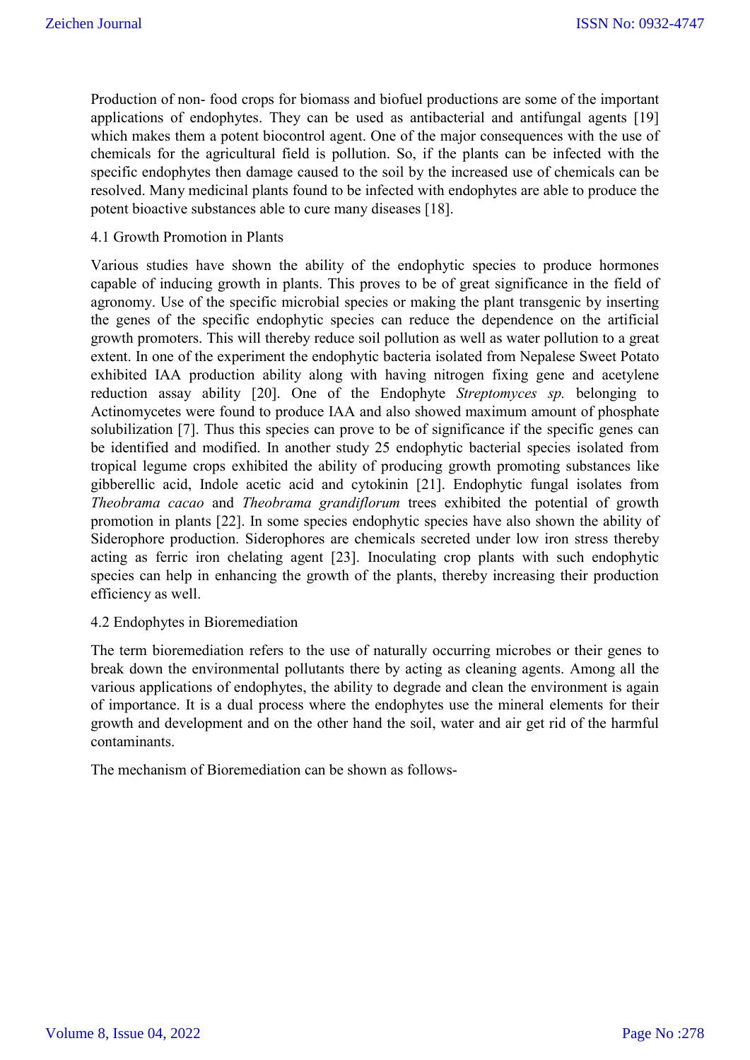Production of non- food crops for biomass and biofuel productions are some of the important applications of endophytes. They can be used as antibacterial and antifungal agents [19] which makes them a potent biocontrol agent. One of the major consequences with the use of chemicals for the agricultural field is pollution. So, if the plants can be infected with the specific endophytes then damage caused to the soil by the increased use of chemicals can be resolved. Many medicinal plants found to be infected with endophytes are able to produce the potent bioactive substances able to cure many diseases [18].

### 4.1 Growth Promotion in Plants

Various studies have shown the ability of the endophytic species to produce hormones capable of inducing growth in plants. This proves to be of great significance in the field of agronomy. Use of the specific microbial species or making the plant transgenic by inserting the genes of the specific endophytic species can reduce the dependence on the artificial growth promoters. This will thereby reduce soil pollution as well as water pollution to a great extent. In one of the experiment the endophytic bacteria isolated from Nepalese Sweet Potato exhibited IAA production ability along with having nitrogen fixing gene and acetylene reduction assay ability [20]. One of the Endophyte *Streptomyces sp.* belonging to Actinomycetes were found to produce IAA and also showed maximum amount of phosphate solubilization [7]. Thus this species can prove to be of significance if the specific genes can be identified and modified. In another study 25 endophytic bacterial species isolated from tropical legume crops exhibited the ability of producing growth promoting substances like gibberellic acid, Indole acetic acid and cytokinin [21]. Endophytic fungal isolates from *Theobrama cacao* and *Theobrama grandiflorum* trees exhibited the potential of growth promotion in plants [22]. In some species endophytic species have also shown the ability of Siderophore production. Siderophores are chemicals secreted under low iron stress thereby acting as ferric iron chelating agent [23]. Inoculating crop plants with such endophytic species can help in enhancing the growth of the plants, thereby increasing their production efficiency as well.

### 4.2 Endophytes in Bioremediation

The term bioremediation refers to the use of naturally occurring microbes or their genes to break down the environmental pollutants there by acting as cleaning agents. Among all the various applications of endophytes, the ability to degrade and clean the environment is again of importance. It is a dual process where the endophytes use the mineral elements for their growth and development and on the other hand the soil, water and air get rid of the harmful contaminants.

The mechanism of Bioremediation can be shown as follows-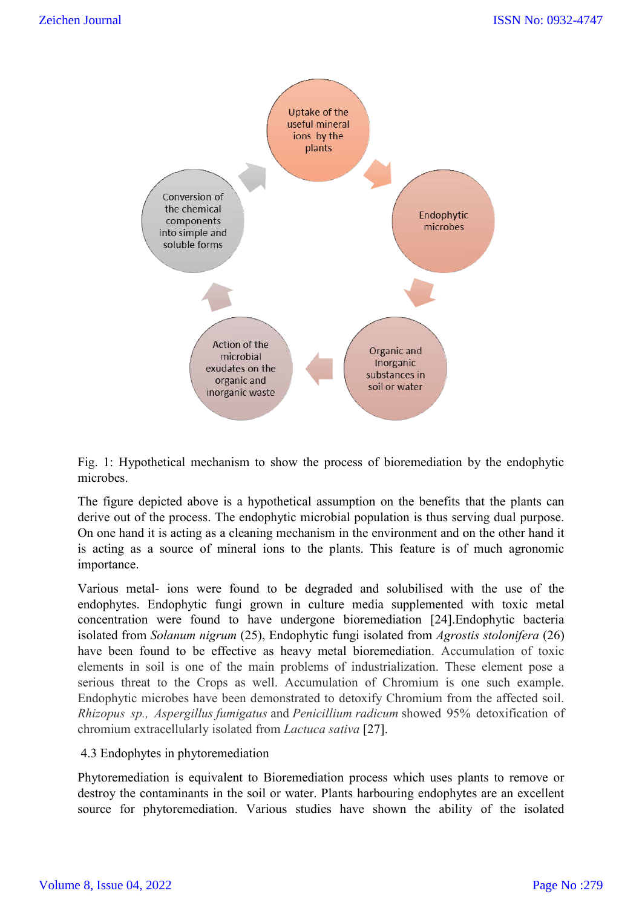Uptake of the useful mineral ions by the plants

Endophytic microbes

Organic and Inorganic substances in soil or water

Action of the microbial exudates on the organic and inorganic waste

Conversion of the chemical components into simple and soluble forms

Fig. 1: Hypothetical mechanism to show the process of bioremediation by the endophytic microbes.

The figure depicted above is a hypothetical assumption on the benefits that the plants can derive out of the process. The endophytic microbial population is thus serving dual purpose. On one hand it is acting as a cleaning mechanism in the environment and on the other hand it is acting as a source of mineral ions to the plants. This feature is of much agronomic importance.

Various metal- ions were found to be degraded and solubilised with the use of the endophytes. Endophytic fungi grown in culture media supplemented with toxic metal concentration were found to have undergone bioremediation [24].Endophytic bacteria isolated from *Solanum nigrum* (25), Endophytic fungi isolated from *Agrostis stolonifera* (26) have been found to be effective as heavy metal bioremediation. Accumulation of toxic elements in soil is one of the main problems of industrialization. These element pose a serious threat to the Crops as well. Accumulation of Chromium is one such example. Endophytic microbes have been demonstrated to detoxify Chromium from the affected soil. *Rhizopus sp., Aspergillus fumigatus* and *Penicillium radicum* showed 95% detoxification of chromium extracellularly isolated from *Lactuca sativa* [27].

## 4.3 Endophytes in phytoremediation

Phytoremediation is equivalent to Bioremediation process which uses plants to remove or destroy the contaminants in the soil or water. Plants harbouring endophytes are an excellent source for phytoremediation. Various studies have shown the ability of the isolated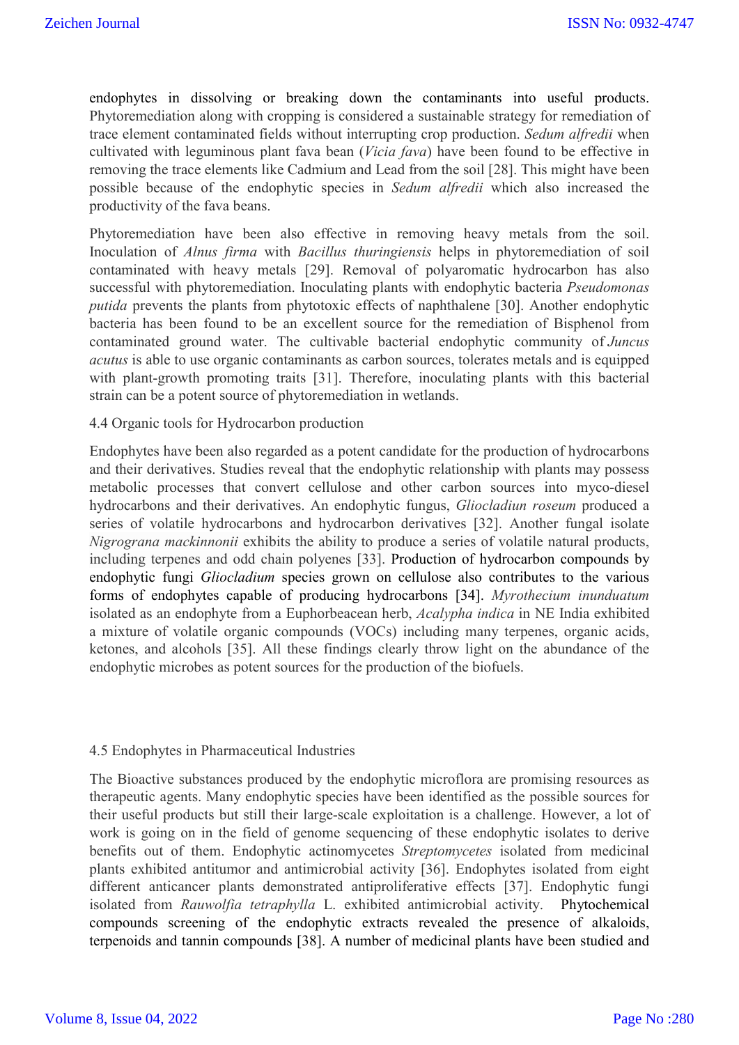endophytes in dissolving or breaking down the contaminants into useful products. Phytoremediation along with cropping is considered a sustainable strategy for remediation of trace element contaminated fields without interrupting crop production. *Sedum alfredii* when cultivated with leguminous plant fava bean (*Vicia fava*) have been found to be effective in removing the trace elements like Cadmium and Lead from the soil [28]. This might have been possible because of the endophytic species in *Sedum alfredii* which also increased the productivity of the fava beans.

Phytoremediation have been also effective in removing heavy metals from the soil. Inoculation of *Alnus firma* with *Bacillus thuringiensis* helps in phytoremediation of soil contaminated with heavy metals [29]. Removal of polyaromatic hydrocarbon has also successful with phytoremediation. Inoculating plants with endophytic bacteria *Pseudomonas putida* prevents the plants from phytotoxic effects of naphthalene [30]. Another endophytic bacteria has been found to be an excellent source for the remediation of Bisphenol from contaminated ground water. The cultivable bacterial endophytic community of *Juncus acutus* is able to use organic contaminants as carbon sources, tolerates metals and is equipped with plant-growth promoting traits [31]. Therefore, inoculating plants with this bacterial strain can be a potent source of phytoremediation in wetlands.

4.4 Organic tools for Hydrocarbon production

Endophytes have been also regarded as a potent candidate for the production of hydrocarbons and their derivatives. Studies reveal that the endophytic relationship with plants may possess metabolic processes that convert cellulose and other carbon sources into myco-diesel hydrocarbons and their derivatives. An endophytic fungus, *Gliocladiun roseum* produced a series of volatile hydrocarbons and hydrocarbon derivatives [32]. Another fungal isolate *Nigrograna mackinnonii* exhibits the ability to produce a series of volatile natural products, including terpenes and odd chain polyenes [33]. Production of hydrocarbon compounds by endophytic fungi *Gliocladium* species grown on cellulose also contributes to the various forms of endophytes capable of producing hydrocarbons [34]. *Myrothecium inunduatum* isolated as an endophyte from a Euphorbeacean herb, *Acalypha indica* in NE India exhibited a mixture of volatile organic compounds (VOCs) including many terpenes, organic acids, ketones, and alcohols [35]. All these findings clearly throw light on the abundance of the endophytic microbes as potent sources for the production of the biofuels.

4.5 Endophytes in Pharmaceutical Industries

The Bioactive substances produced by the endophytic microflora are promising resources as therapeutic agents. Many endophytic species have been identified as the possible sources for their useful products but still their large-scale exploitation is a challenge. However, a lot of work is going on in the field of genome sequencing of these endophytic isolates to derive benefits out of them. Endophytic actinomycetes *Streptomycetes* isolated from medicinal plants exhibited antitumor and antimicrobial activity [36]. Endophytes isolated from eight different anticancer plants demonstrated antiproliferative effects [37]. Endophytic fungi isolated from *Rauwolfia tetraphylla* L. exhibited antimicrobial activity. Phytochemical compounds screening of the endophytic extracts revealed the presence of alkaloids, terpenoids and tannin compounds [38]. A number of medicinal plants have been studied and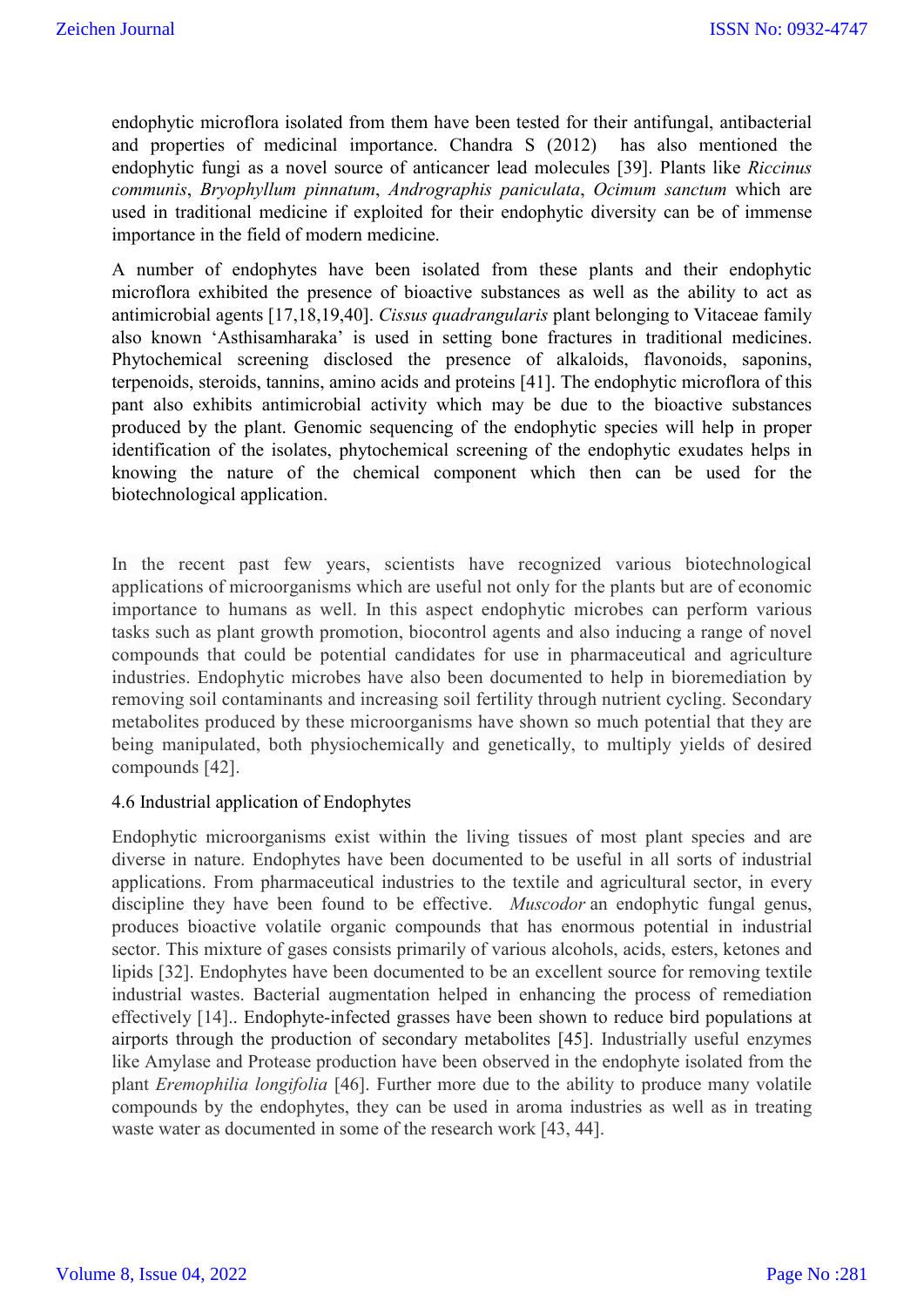endophytic microflora isolated from them have been tested for their antifungal, antibacterial and properties of medicinal importance. Chandra S (2012) has also mentioned the endophytic fungi as a novel source of anticancer lead molecules [39]. Plants like *Riccinus communis*, *Bryophyllum pinnatum*, *Andrographis paniculata*, *Ocimum sanctum* which are used in traditional medicine if exploited for their endophytic diversity can be of immense importance in the field of modern medicine.

A number of endophytes have been isolated from these plants and their endophytic microflora exhibited the presence of bioactive substances as well as the ability to act as antimicrobial agents [17,18,19,40]. *Cissus quadrangularis* plant belonging to Vitaceae family also known 'Asthisamharaka' is used in setting bone fractures in traditional medicines. Phytochemical screening disclosed the presence of alkaloids, flavonoids, saponins, terpenoids, steroids, tannins, amino acids and proteins [41]. The endophytic microflora of this pant also exhibits antimicrobial activity which may be due to the bioactive substances produced by the plant. Genomic sequencing of the endophytic species will help in proper identification of the isolates, phytochemical screening of the endophytic exudates helps in knowing the nature of the chemical component which then can be used for the biotechnological application.

In the recent past few years, scientists have recognized various biotechnological applications of microorganisms which are useful not only for the plants but are of economic importance to humans as well. In this aspect endophytic microbes can perform various tasks such as plant growth promotion, biocontrol agents and also inducing a range of novel compounds that could be potential candidates for use in pharmaceutical and agriculture industries. Endophytic microbes have also been documented to help in bioremediation by removing soil contaminants and increasing soil fertility through nutrient cycling. Secondary metabolites produced by these microorganisms have shown so much potential that they are being manipulated, both physiochemically and genetically, to multiply yields of desired compounds [42].

### 4.6 Industrial application of Endophytes

Endophytic microorganisms exist within the living tissues of most plant species and are diverse in nature. Endophytes have been documented to be useful in all sorts of industrial applications. From pharmaceutical industries to the textile and agricultural sector, in every discipline they have been found to be effective. *Muscodor* an endophytic fungal genus, produces bioactive volatile organic compounds that has enormous potential in industrial sector. This mixture of gases consists primarily of various alcohols, acids, esters, ketones and lipids [32]. Endophytes have been documented to be an excellent source for removing textile industrial wastes. Bacterial augmentation helped in enhancing the process of remediation effectively [14].. Endophyte-infected grasses have been shown to reduce bird populations at airports through the production of secondary metabolites [45]. Industrially useful enzymes like Amylase and Protease production have been observed in the endophyte isolated from the plant *Eremophilia longifolia* [46]. Further more due to the ability to produce many volatile compounds by the endophytes, they can be used in aroma industries as well as in treating waste water as documented in some of the research work [43, 44].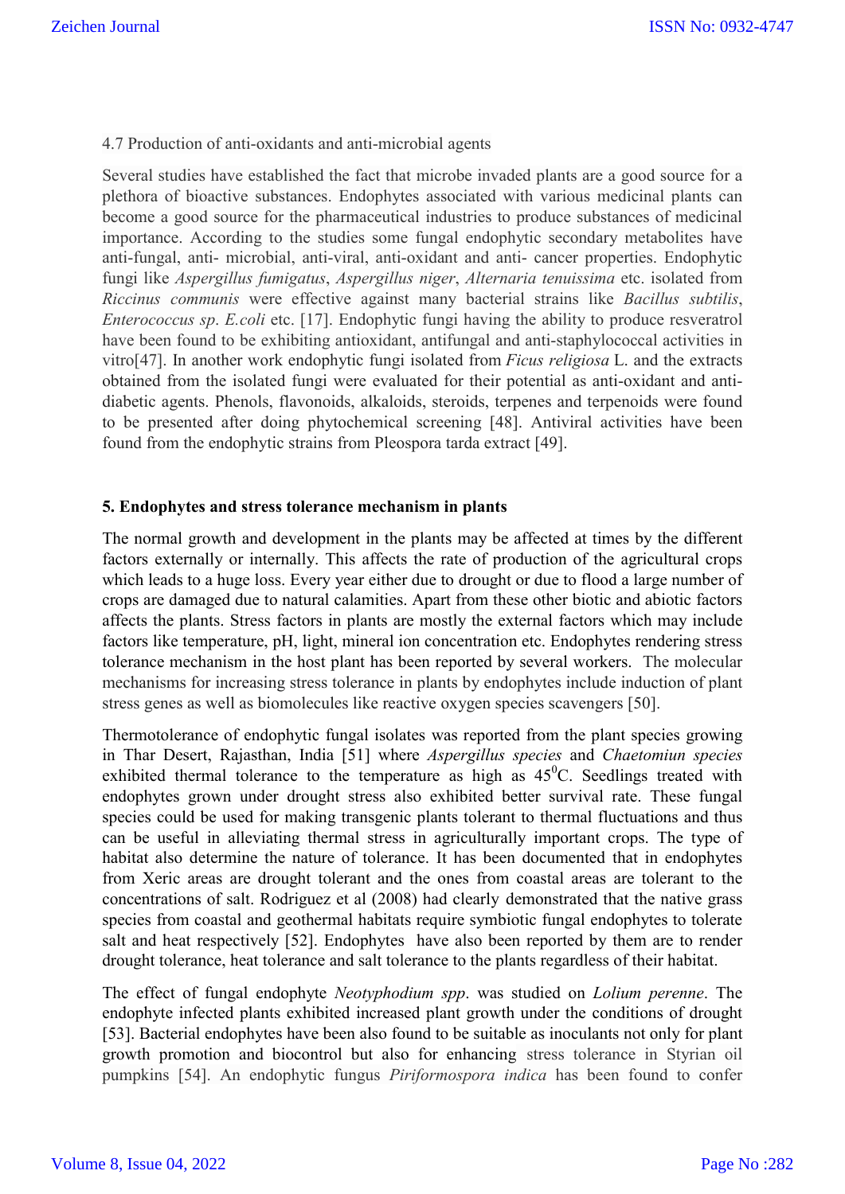4.7 Production of anti-oxidants and anti-microbial agents

Several studies have established the fact that microbe invaded plants are a good source for a plethora of bioactive substances. Endophytes associated with various medicinal plants can become a good source for the pharmaceutical industries to produce substances of medicinal importance. According to the studies some fungal endophytic secondary metabolites have anti-fungal, anti- microbial, anti-viral, anti-oxidant and anti- cancer properties. Endophytic fungi like *Aspergillus fumigatus*, *Aspergillus niger*, *Alternaria tenuissima* etc. isolated from *Riccinus communis* were effective against many bacterial strains like *Bacillus subtilis*, *Enterococcus sp*. *E.coli* etc. [17]. Endophytic fungi having the ability to produce resveratrol have been found to be exhibiting antioxidant, antifungal and anti-staphylococcal activities in vitro[47]. In another work endophytic fungi isolated from *Ficus religiosa* L. and the extracts obtained from the isolated fungi were evaluated for their potential as anti-oxidant and anti-diabetic agents. Phenols, flavonoids, alkaloids, steroids, terpenes and terpenoids were found to be presented after doing phytochemical screening [48]. Antiviral activities have been found from the endophytic strains from Pleospora tarda extract [49].

## 5. Endophytes and stress tolerance mechanism in plants

The normal growth and development in the plants may be affected at times by the different factors externally or internally. This affects the rate of production of the agricultural crops which leads to a huge loss. Every year either due to drought or due to flood a large number of crops are damaged due to natural calamities. Apart from these other biotic and abiotic factors affects the plants. Stress factors in plants are mostly the external factors which may include factors like temperature, pH, light, mineral ion concentration etc. Endophytes rendering stress tolerance mechanism in the host plant has been reported by several workers. The molecular mechanisms for increasing stress tolerance in plants by endophytes include induction of plant stress genes as well as biomolecules like reactive oxygen species scavengers [50].

Thermotolerance of endophytic fungal isolates was reported from the plant species growing in Thar Desert, Rajasthan, India [51] where *Aspergillus species* and *Chaetomiun species* exhibited thermal tolerance to the temperature as high as $45^{0}$C. Seedlings treated with endophytes grown under drought stress also exhibited better survival rate. These fungal species could be used for making transgenic plants tolerant to thermal fluctuations and thus can be useful in alleviating thermal stress in agriculturally important crops. The type of habitat also determine the nature of tolerance. It has been documented that in endophytes from Xeric areas are drought tolerant and the ones from coastal areas are tolerant to the concentrations of salt. Rodriguez et al (2008) had clearly demonstrated that the native grass species from coastal and geothermal habitats require symbiotic fungal endophytes to tolerate salt and heat respectively [52]. Endophytes have also been reported by them are to render drought tolerance, heat tolerance and salt tolerance to the plants regardless of their habitat.

The effect of fungal endophyte *Neotyphodium spp*. was studied on *Lolium perenne*. The endophyte infected plants exhibited increased plant growth under the conditions of drought [53]. Bacterial endophytes have been also found to be suitable as inoculants not only for plant growth promotion and biocontrol but also for enhancing stress tolerance in Styrian oil pumpkins [54]. An endophytic fungus *Piriformospora indica* has been found to confer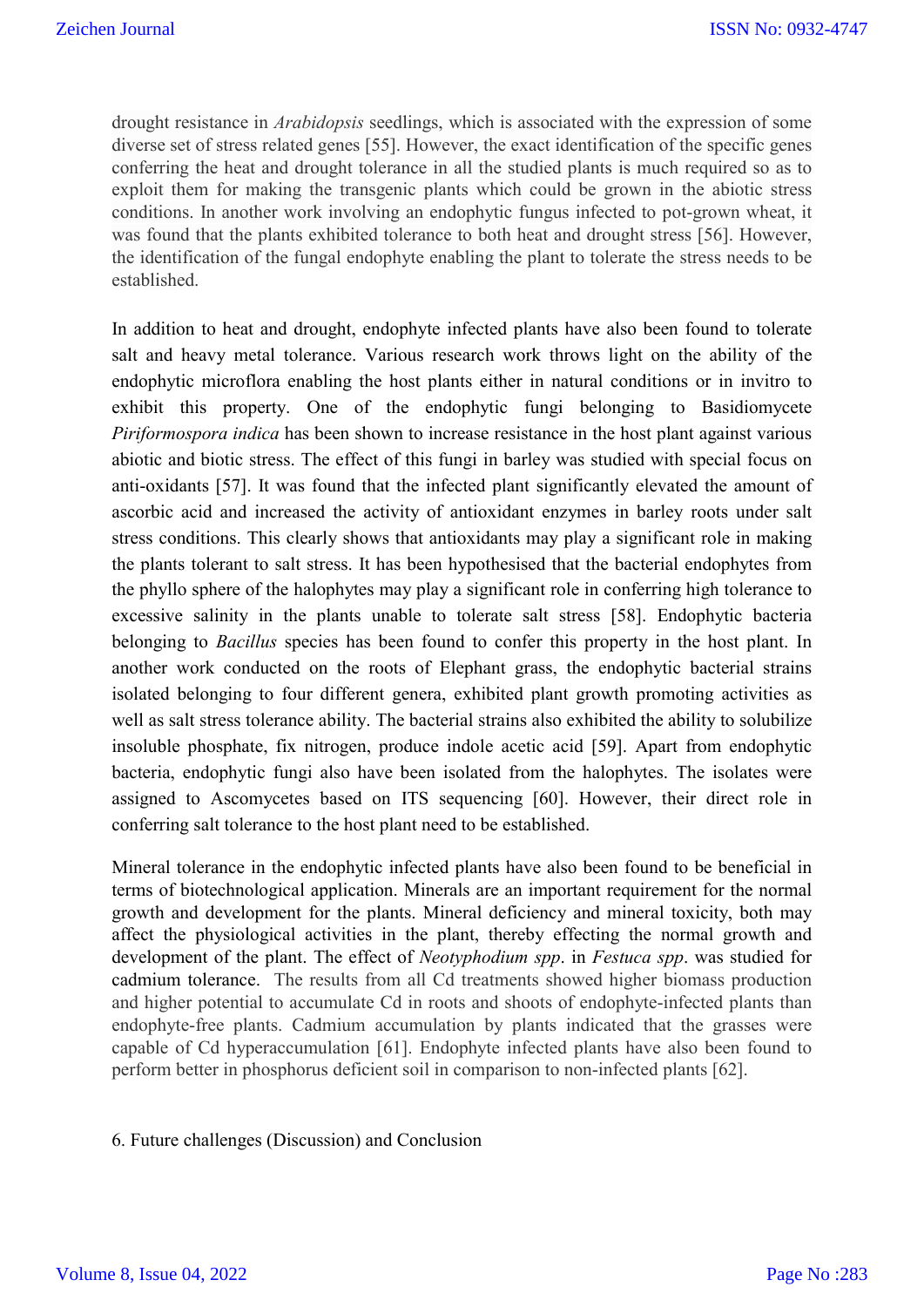drought resistance in *Arabidopsis* seedlings, which is associated with the expression of some diverse set of stress related genes [55]. However, the exact identification of the specific genes conferring the heat and drought tolerance in all the studied plants is much required so as to exploit them for making the transgenic plants which could be grown in the abiotic stress conditions. In another work involving an endophytic fungus infected to pot-grown wheat, it was found that the plants exhibited tolerance to both heat and drought stress [56]. However, the identification of the fungal endophyte enabling the plant to tolerate the stress needs to be established.

In addition to heat and drought, endophyte infected plants have also been found to tolerate salt and heavy metal tolerance. Various research work throws light on the ability of the endophytic microflora enabling the host plants either in natural conditions or in invitro to exhibit this property. One of the endophytic fungi belonging to Basidiomycete *Piriformospora indica* has been shown to increase resistance in the host plant against various abiotic and biotic stress. The effect of this fungi in barley was studied with special focus on anti-oxidants [57]. It was found that the infected plant significantly elevated the amount of ascorbic acid and increased the activity of antioxidant enzymes in barley roots under salt stress conditions. This clearly shows that antioxidants may play a significant role in making the plants tolerant to salt stress. It has been hypothesised that the bacterial endophytes from the phyllo sphere of the halophytes may play a significant role in conferring high tolerance to excessive salinity in the plants unable to tolerate salt stress [58]. Endophytic bacteria belonging to *Bacillus* species has been found to confer this property in the host plant. In another work conducted on the roots of Elephant grass, the endophytic bacterial strains isolated belonging to four different genera, exhibited plant growth promoting activities as well as salt stress tolerance ability. The bacterial strains also exhibited the ability to solubilize insoluble phosphate, fix nitrogen, produce indole acetic acid [59]. Apart from endophytic bacteria, endophytic fungi also have been isolated from the halophytes. The isolates were assigned to Ascomycetes based on ITS sequencing [60]. However, their direct role in conferring salt tolerance to the host plant need to be established.

Mineral tolerance in the endophytic infected plants have also been found to be beneficial in terms of biotechnological application. Minerals are an important requirement for the normal growth and development for the plants. Mineral deficiency and mineral toxicity, both may affect the physiological activities in the plant, thereby effecting the normal growth and development of the plant. The effect of *Neotyphodium spp*. in *Festuca spp*. was studied for cadmium tolerance. The results from all Cd treatments showed higher biomass production and higher potential to accumulate Cd in roots and shoots of endophyte-infected plants than endophyte-free plants. Cadmium accumulation by plants indicated that the grasses were capable of Cd hyperaccumulation [61]. Endophyte infected plants have also been found to perform better in phosphorus deficient soil in comparison to non-infected plants [62].

## 6. Future challenges (Discussion) and Conclusion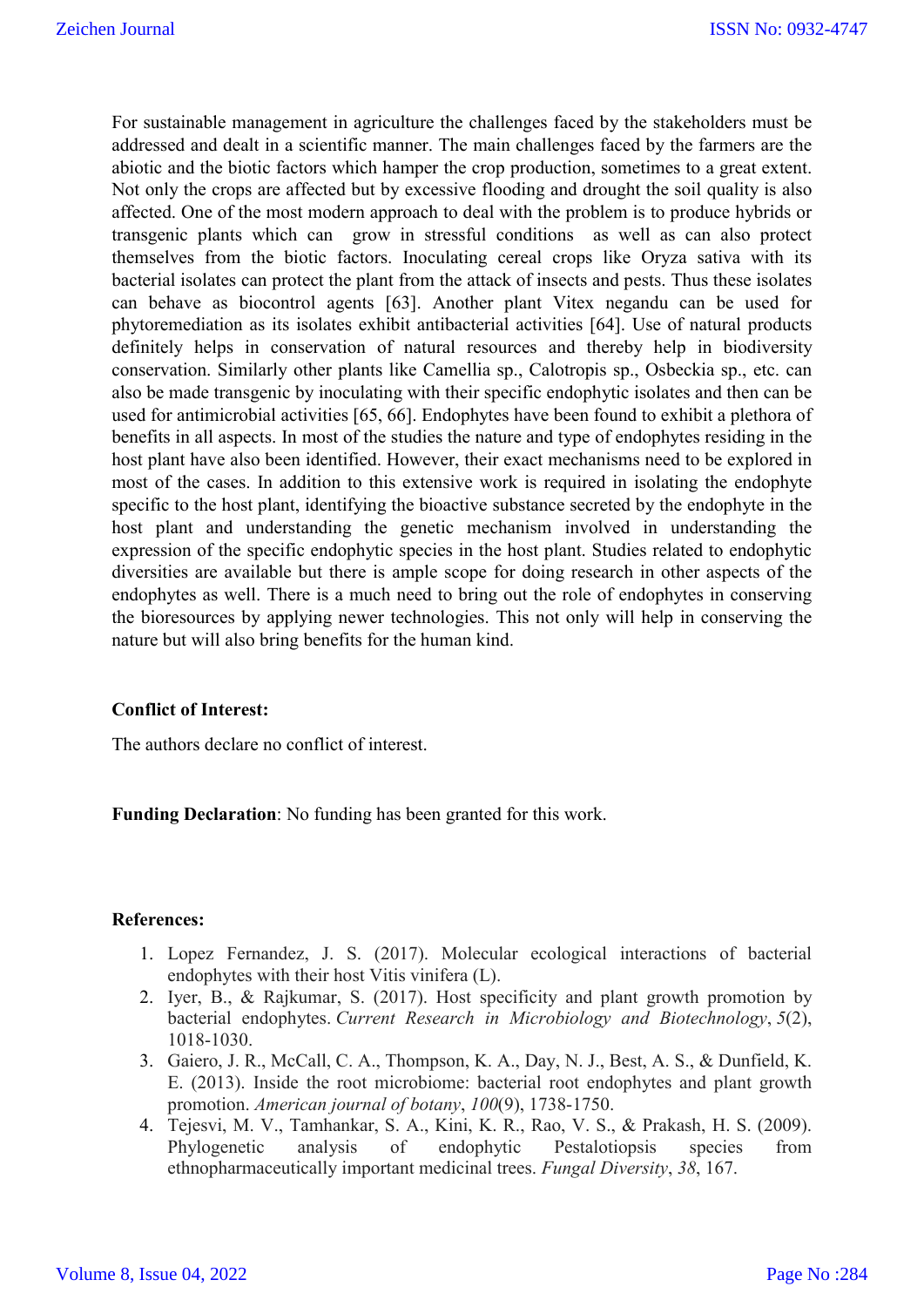For sustainable management in agriculture the challenges faced by the stakeholders must be addressed and dealt in a scientific manner. The main challenges faced by the farmers are the abiotic and the biotic factors which hamper the crop production, sometimes to a great extent. Not only the crops are affected but by excessive flooding and drought the soil quality is also affected. One of the most modern approach to deal with the problem is to produce hybrids or transgenic plants which can grow in stressful conditions as well as can also protect themselves from the biotic factors. Inoculating cereal crops like Oryza sativa with its bacterial isolates can protect the plant from the attack of insects and pests. Thus these isolates can behave as biocontrol agents [63]. Another plant Vitex negandu can be used for phytoremediation as its isolates exhibit antibacterial activities [64]. Use of natural products definitely helps in conservation of natural resources and thereby help in biodiversity conservation. Similarly other plants like Camellia sp., Calotropis sp., Osbeckia sp., etc. can also be made transgenic by inoculating with their specific endophytic isolates and then can be used for antimicrobial activities [65, 66]. Endophytes have been found to exhibit a plethora of benefits in all aspects. In most of the studies the nature and type of endophytes residing in the host plant have also been identified. However, their exact mechanisms need to be explored in most of the cases. In addition to this extensive work is required in isolating the endophyte specific to the host plant, identifying the bioactive substance secreted by the endophyte in the host plant and understanding the genetic mechanism involved in understanding the expression of the specific endophytic species in the host plant. Studies related to endophytic diversities are available but there is ample scope for doing research in other aspects of the endophytes as well. There is a much need to bring out the role of endophytes in conserving the bioresources by applying newer technologies. This not only will help in conserving the nature but will also bring benefits for the human kind.

**Conflict of Interest:**

The authors declare no conflict of interest.

**Funding Declaration**: No funding has been granted for this work.

**References:**

1. Lopez Fernandez, J. S. (2017). Molecular ecological interactions of bacterial endophytes with their host Vitis vinifera (L).
2. Iyer, B., & Rajkumar, S. (2017). Host specificity and plant growth promotion by bacterial endophytes. *Current Research in Microbiology and Biotechnology*, *5*(2), 1018-1030.
3. Gaiero, J. R., McCall, C. A., Thompson, K. A., Day, N. J., Best, A. S., & Dunfield, K. E. (2013). Inside the root microbiome: bacterial root endophytes and plant growth promotion. *American journal of botany*, *100*(9), 1738-1750.
4. Tejesvi, M. V., Tamhankar, S. A., Kini, K. R., Rao, V. S., & Prakash, H. S. (2009). Phylogenetic analysis of endophytic Pestalotiopsis species from ethnopharmaceutically important medicinal trees. *Fungal Diversity*, *38*, 167.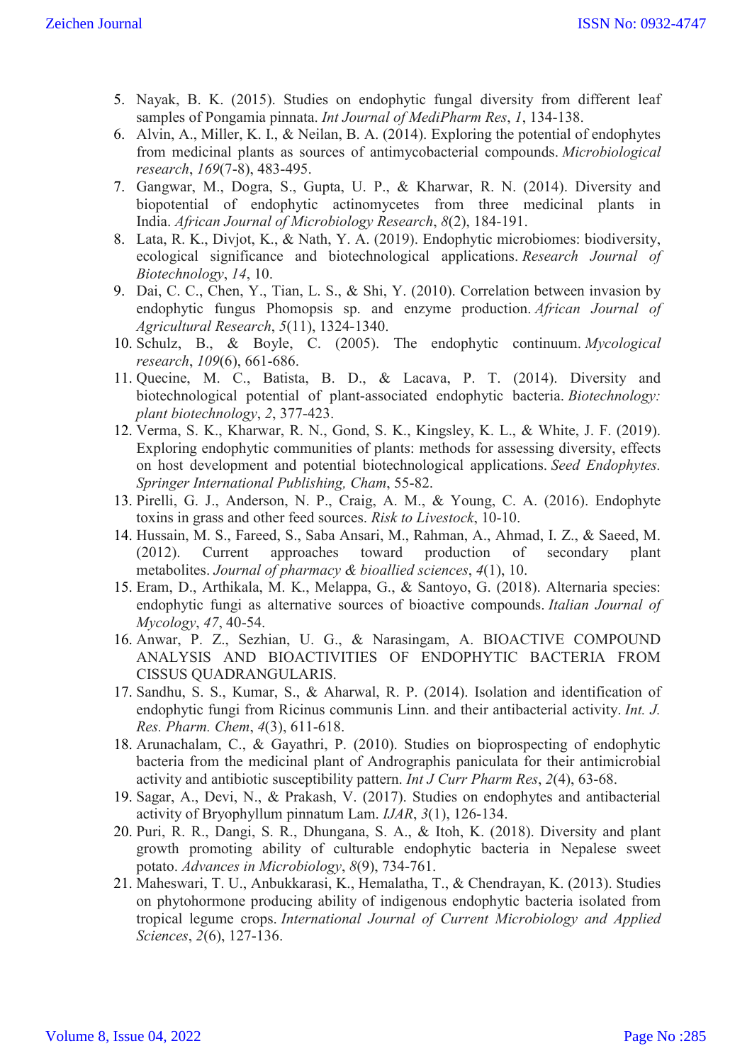5. Nayak, B. K. (2015). Studies on endophytic fungal diversity from different leaf samples of Pongamia pinnata. *Int Journal of MediPharm Res*, *1*, 134-138.
6. Alvin, A., Miller, K. I., & Neilan, B. A. (2014). Exploring the potential of endophytes from medicinal plants as sources of antimycobacterial compounds. *Microbiological research*, *169*(7-8), 483-495.
7. Gangwar, M., Dogra, S., Gupta, U. P., & Kharwar, R. N. (2014). Diversity and biopotential of endophytic actinomycetes from three medicinal plants in India. *African Journal of Microbiology Research*, *8*(2), 184-191.
8. Lata, R. K., Divjot, K., & Nath, Y. A. (2019). Endophytic microbiomes: biodiversity, ecological significance and biotechnological applications. *Research Journal of Biotechnology*, *14*, 10.
9. Dai, C. C., Chen, Y., Tian, L. S., & Shi, Y. (2010). Correlation between invasion by endophytic fungus Phomopsis sp. and enzyme production. *African Journal of Agricultural Research*, *5*(11), 1324-1340.
10. Schulz, B., & Boyle, C. (2005). The endophytic continuum. *Mycological research*, *109*(6), 661-686.
11. Quecine, M. C., Batista, B. D., & Lacava, P. T. (2014). Diversity and biotechnological potential of plant-associated endophytic bacteria. *Biotechnology: plant biotechnology*, *2*, 377-423.
12. Verma, S. K., Kharwar, R. N., Gond, S. K., Kingsley, K. L., & White, J. F. (2019). Exploring endophytic communities of plants: methods for assessing diversity, effects on host development and potential biotechnological applications. *Seed Endophytes. Springer International Publishing, Cham*, 55-82.
13. Pirelli, G. J., Anderson, N. P., Craig, A. M., & Young, C. A. (2016). Endophyte toxins in grass and other feed sources. *Risk to Livestock*, 10-10.
14. Hussain, M. S., Fareed, S., Saba Ansari, M., Rahman, A., Ahmad, I. Z., & Saeed, M. (2012). Current approaches toward production of secondary plant metabolites. *Journal of pharmacy & bioallied sciences*, *4*(1), 10.
15. Eram, D., Arthikala, M. K., Melappa, G., & Santoyo, G. (2018). Alternaria species: endophytic fungi as alternative sources of bioactive compounds. *Italian Journal of Mycology*, *47*, 40-54.
16. Anwar, P. Z., Sezhian, U. G., & Narasingam, A. BIOACTIVE COMPOUND ANALYSIS AND BIOACTIVITIES OF ENDOPHYTIC BACTERIA FROM CISSUS QUADRANGULARIS.
17. Sandhu, S. S., Kumar, S., & Aharwal, R. P. (2014). Isolation and identification of endophytic fungi from Ricinus communis Linn. and their antibacterial activity. *Int. J. Res. Pharm. Chem*, *4*(3), 611-618.
18. Arunachalam, C., & Gayathri, P. (2010). Studies on bioprospecting of endophytic bacteria from the medicinal plant of Andrographis paniculata for their antimicrobial activity and antibiotic susceptibility pattern. *Int J Curr Pharm Res*, *2*(4), 63-68.
19. Sagar, A., Devi, N., & Prakash, V. (2017). Studies on endophytes and antibacterial activity of Bryophyllum pinnatum Lam. *IJAR*, *3*(1), 126-134.
20. Puri, R. R., Dangi, S. R., Dhungana, S. A., & Itoh, K. (2018). Diversity and plant growth promoting ability of culturable endophytic bacteria in Nepalese sweet potato. *Advances in Microbiology*, *8*(9), 734-761.
21. Maheswari, T. U., Anbukkarasi, K., Hemalatha, T., & Chendrayan, K. (2013). Studies on phytohormone producing ability of indigenous endophytic bacteria isolated from tropical legume crops. *International Journal of Current Microbiology and Applied Sciences*, *2*(6), 127-136.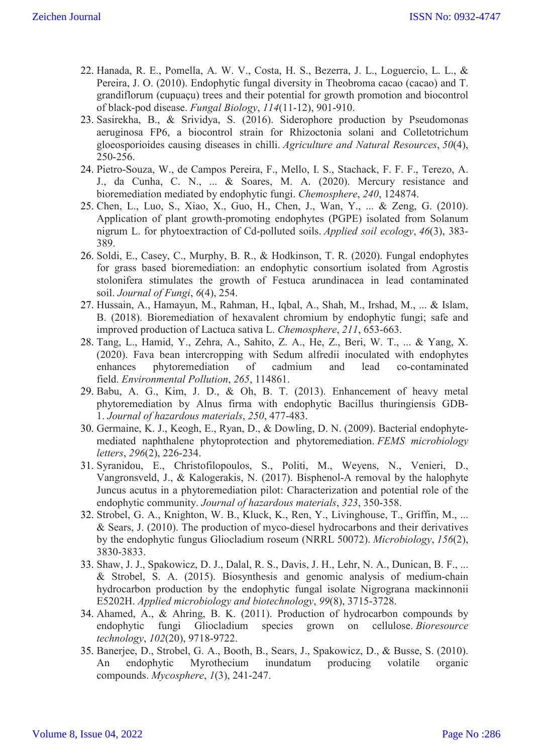22. Hanada, R. E., Pomella, A. W. V., Costa, H. S., Bezerra, J. L., Loguercio, L. L., & Pereira, J. O. (2010). Endophytic fungal diversity in Theobroma cacao (cacao) and T. grandiflorum (cupuaçu) trees and their potential for growth promotion and biocontrol of black-pod disease. *Fungal Biology*, *114*(11-12), 901-910.
23. Sasirekha, B., & Srividya, S. (2016). Siderophore production by Pseudomonas aeruginosa FP6, a biocontrol strain for Rhizoctonia solani and Colletotrichum gloeosporioides causing diseases in chilli. *Agriculture and Natural Resources*, *50*(4), 250-256.
24. Pietro-Souza, W., de Campos Pereira, F., Mello, I. S., Stachack, F. F. F., Terezo, A. J., da Cunha, C. N., ... & Soares, M. A. (2020). Mercury resistance and bioremediation mediated by endophytic fungi. *Chemosphere*, *240*, 124874.
25. Chen, L., Luo, S., Xiao, X., Guo, H., Chen, J., Wan, Y., ... & Zeng, G. (2010). Application of plant growth-promoting endophytes (PGPE) isolated from Solanum nigrum L. for phytoextraction of Cd-polluted soils. *Applied soil ecology*, *46*(3), 383-389.
26. Soldi, E., Casey, C., Murphy, B. R., & Hodkinson, T. R. (2020). Fungal endophytes for grass based bioremediation: an endophytic consortium isolated from Agrostis stolonifera stimulates the growth of Festuca arundinacea in lead contaminated soil. *Journal of Fungi*, *6*(4), 254.
27. Hussain, A., Hamayun, M., Rahman, H., Iqbal, A., Shah, M., Irshad, M., ... & Islam, B. (2018). Bioremediation of hexavalent chromium by endophytic fungi; safe and improved production of Lactuca sativa L. *Chemosphere*, *211*, 653-663.
28. Tang, L., Hamid, Y., Zehra, A., Sahito, Z. A., He, Z., Beri, W. T., ... & Yang, X. (2020). Fava bean intercropping with Sedum alfredii inoculated with endophytes enhances phytoremediation of cadmium and lead co-contaminated field. *Environmental Pollution*, *265*, 114861.
29. Babu, A. G., Kim, J. D., & Oh, B. T. (2013). Enhancement of heavy metal phytoremediation by Alnus firma with endophytic Bacillus thuringiensis GDB-1. *Journal of hazardous materials*, *250*, 477-483.
30. Germaine, K. J., Keogh, E., Ryan, D., & Dowling, D. N. (2009). Bacterial endophyte-mediated naphthalene phytoprotection and phytoremediation. *FEMS microbiology letters*, *296*(2), 226-234.
31. Syranidou, E., Christofilopoulos, S., Politi, M., Weyens, N., Venieri, D., Vangronsveld, J., & Kalogerakis, N. (2017). Bisphenol-A removal by the halophyte Juncus acutus in a phytoremediation pilot: Characterization and potential role of the endophytic community. *Journal of hazardous materials*, *323*, 350-358.
32. Strobel, G. A., Knighton, W. B., Kluck, K., Ren, Y., Livinghouse, T., Griffin, M., ... & Sears, J. (2010). The production of myco-diesel hydrocarbons and their derivatives by the endophytic fungus Gliocladium roseum (NRRL 50072). *Microbiology*, *156*(2), 3830-3833.
33. Shaw, J. J., Spakowicz, D. J., Dalal, R. S., Davis, J. H., Lehr, N. A., Dunican, B. F., ... & Strobel, S. A. (2015). Biosynthesis and genomic analysis of medium-chain hydrocarbon production by the endophytic fungal isolate Nigrograna mackinnonii E5202H. *Applied microbiology and biotechnology*, *99*(8), 3715-3728.
34. Ahamed, A., & Ahring, B. K. (2011). Production of hydrocarbon compounds by endophytic fungi Gliocladium species grown on cellulose. *Bioresource technology*, *102*(20), 9718-9722.
35. Banerjee, D., Strobel, G. A., Booth, B., Sears, J., Spakowicz, D., & Busse, S. (2010). An endophytic Myrothecium inundatum producing volatile organic compounds. *Mycosphere*, *1*(3), 241-247.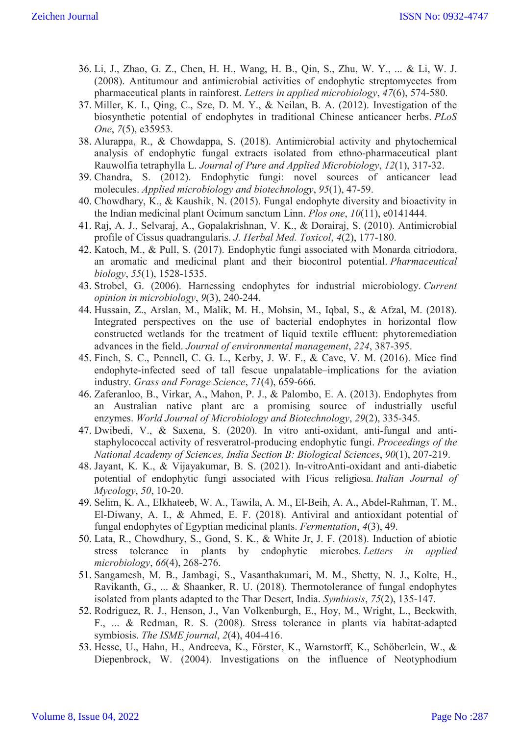36. Li, J., Zhao, G. Z., Chen, H. H., Wang, H. B., Qin, S., Zhu, W. Y., ... & Li, W. J. (2008). Antitumour and antimicrobial activities of endophytic streptomycetes from pharmaceutical plants in rainforest. *Letters in applied microbiology*, *47*(6), 574-580.
37. Miller, K. I., Qing, C., Sze, D. M. Y., & Neilan, B. A. (2012). Investigation of the biosynthetic potential of endophytes in traditional Chinese anticancer herbs. *PLoS One*, *7*(5), e35953.
38. Alurappa, R., & Chowdappa, S. (2018). Antimicrobial activity and phytochemical analysis of endophytic fungal extracts isolated from ethno-pharmaceutical plant Rauwolfia tetraphylla L. *Journal of Pure and Applied Microbiology*, *12*(1), 317-32.
39. Chandra, S. (2012). Endophytic fungi: novel sources of anticancer lead molecules. *Applied microbiology and biotechnology*, *95*(1), 47-59.
40. Chowdhary, K., & Kaushik, N. (2015). Fungal endophyte diversity and bioactivity in the Indian medicinal plant Ocimum sanctum Linn. *Plos one*, *10*(11), e0141444.
41. Raj, A. J., Selvaraj, A., Gopalakrishnan, V. K., & Dorairaj, S. (2010). Antimicrobial profile of Cissus quadrangularis. *J. Herbal Med. Toxicol*, *4*(2), 177-180.
42. Katoch, M., & Pull, S. (2017). Endophytic fungi associated with Monarda citriodora, an aromatic and medicinal plant and their biocontrol potential. *Pharmaceutical biology*, *55*(1), 1528-1535.
43. Strobel, G. (2006). Harnessing endophytes for industrial microbiology. *Current opinion in microbiology*, *9*(3), 240-244.
44. Hussain, Z., Arslan, M., Malik, M. H., Mohsin, M., Iqbal, S., & Afzal, M. (2018). Integrated perspectives on the use of bacterial endophytes in horizontal flow constructed wetlands for the treatment of liquid textile effluent: phytoremediation advances in the field. *Journal of environmental management*, *224*, 387-395.
45. Finch, S. C., Pennell, C. G. L., Kerby, J. W. F., & Cave, V. M. (2016). Mice find endophyte-infected seed of tall fescue unpalatable–implications for the aviation industry. *Grass and Forage Science*, *71*(4), 659-666.
46. Zaferanloo, B., Virkar, A., Mahon, P. J., & Palombo, E. A. (2013). Endophytes from an Australian native plant are a promising source of industrially useful enzymes. *World Journal of Microbiology and Biotechnology*, *29*(2), 335-345.
47. Dwibedi, V., & Saxena, S. (2020). In vitro anti-oxidant, anti-fungal and anti-staphylococcal activity of resveratrol-producing endophytic fungi. *Proceedings of the National Academy of Sciences, India Section B: Biological Sciences*, *90*(1), 207-219.
48. Jayant, K. K., & Vijayakumar, B. S. (2021). In-vitroAnti-oxidant and anti-diabetic potential of endophytic fungi associated with Ficus religiosa. *Italian Journal of Mycology*, *50*, 10-20.
49. Selim, K. A., Elkhateeb, W. A., Tawila, A. M., El-Beih, A. A., Abdel-Rahman, T. M., El-Diwany, A. I., & Ahmed, E. F. (2018). Antiviral and antioxidant potential of fungal endophytes of Egyptian medicinal plants. *Fermentation*, *4*(3), 49.
50. Lata, R., Chowdhury, S., Gond, S. K., & White Jr, J. F. (2018). Induction of abiotic stress tolerance in plants by endophytic microbes. *Letters in applied microbiology*, *66*(4), 268-276.
51. Sangamesh, M. B., Jambagi, S., Vasanthakumari, M. M., Shetty, N. J., Kolte, H., Ravikanth, G., ... & Shaanker, R. U. (2018). Thermotolerance of fungal endophytes isolated from plants adapted to the Thar Desert, India. *Symbiosis*, *75*(2), 135-147.
52. Rodriguez, R. J., Henson, J., Van Volkenburgh, E., Hoy, M., Wright, L., Beckwith, F., ... & Redman, R. S. (2008). Stress tolerance in plants via habitat-adapted symbiosis. *The ISME journal*, *2*(4), 404-416.
53. Hesse, U., Hahn, H., Andreeva, K., Förster, K., Warnstorff, K., Schöberlein, W., & Diepenbrock, W. (2004). Investigations on the influence of Neotyphodium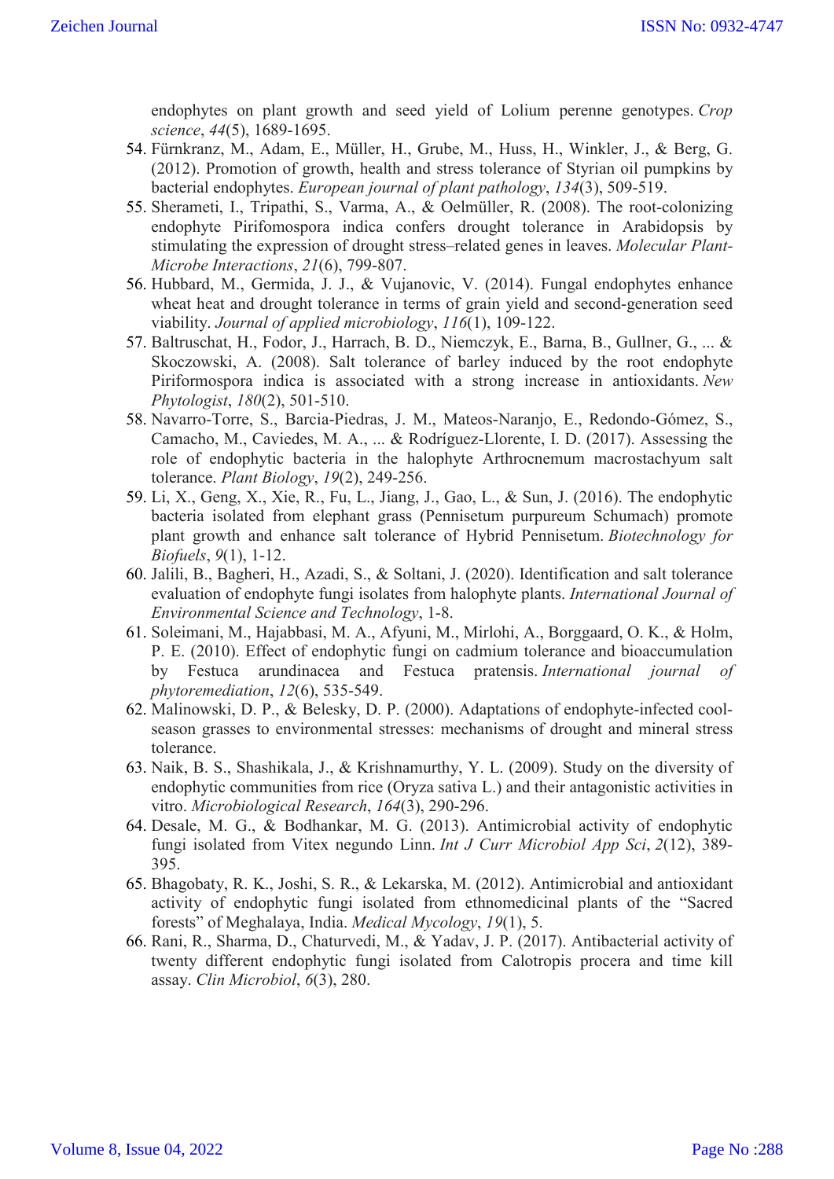endophytes on plant growth and seed yield of Lolium perenne genotypes. *Crop science*, *44*(5), 1689-1695.

54. Fürnkranz, M., Adam, E., Müller, H., Grube, M., Huss, H., Winkler, J., & Berg, G. (2012). Promotion of growth, health and stress tolerance of Styrian oil pumpkins by bacterial endophytes. *European journal of plant pathology*, *134*(3), 509-519.
55. Sherameti, I., Tripathi, S., Varma, A., & Oelmüller, R. (2008). The root-colonizing endophyte Pirifomospora indica confers drought tolerance in Arabidopsis by stimulating the expression of drought stress–related genes in leaves. *Molecular Plant-Microbe Interactions*, *21*(6), 799-807.
56. Hubbard, M., Germida, J. J., & Vujanovic, V. (2014). Fungal endophytes enhance wheat heat and drought tolerance in terms of grain yield and second-generation seed viability. *Journal of applied microbiology*, *116*(1), 109-122.
57. Baltruschat, H., Fodor, J., Harrach, B. D., Niemczyk, E., Barna, B., Gullner, G., ... & Skoczowski, A. (2008). Salt tolerance of barley induced by the root endophyte Piriformospora indica is associated with a strong increase in antioxidants. *New Phytologist*, *180*(2), 501-510.
58. Navarro-Torre, S., Barcia-Piedras, J. M., Mateos-Naranjo, E., Redondo-Gómez, S., Camacho, M., Caviedes, M. A., ... & Rodríguez-Llorente, I. D. (2017). Assessing the role of endophytic bacteria in the halophyte Arthrocnemum macrostachyum salt tolerance. *Plant Biology*, *19*(2), 249-256.
59. Li, X., Geng, X., Xie, R., Fu, L., Jiang, J., Gao, L., & Sun, J. (2016). The endophytic bacteria isolated from elephant grass (Pennisetum purpureum Schumach) promote plant growth and enhance salt tolerance of Hybrid Pennisetum. *Biotechnology for Biofuels*, *9*(1), 1-12.
60. Jalili, B., Bagheri, H., Azadi, S., & Soltani, J. (2020). Identification and salt tolerance evaluation of endophyte fungi isolates from halophyte plants. *International Journal of Environmental Science and Technology*, 1-8.
61. Soleimani, M., Hajabbasi, M. A., Afyuni, M., Mirlohi, A., Borggaard, O. K., & Holm, P. E. (2010). Effect of endophytic fungi on cadmium tolerance and bioaccumulation by Festuca arundinacea and Festuca pratensis. *International journal of phytoremediation*, *12*(6), 535-549.
62. Malinowski, D. P., & Belesky, D. P. (2000). Adaptations of endophyte-infected cool-season grasses to environmental stresses: mechanisms of drought and mineral stress tolerance.
63. Naik, B. S., Shashikala, J., & Krishnamurthy, Y. L. (2009). Study on the diversity of endophytic communities from rice (Oryza sativa L.) and their antagonistic activities in vitro. *Microbiological Research*, *164*(3), 290-296.
64. Desale, M. G., & Bodhankar, M. G. (2013). Antimicrobial activity of endophytic fungi isolated from Vitex negundo Linn. *Int J Curr Microbiol App Sci*, *2*(12), 389-395.
65. Bhagobaty, R. K., Joshi, S. R., & Lekarska, M. (2012). Antimicrobial and antioxidant activity of endophytic fungi isolated from ethnomedicinal plants of the "Sacred forests" of Meghalaya, India. *Medical Mycology*, *19*(1), 5.
66. Rani, R., Sharma, D., Chaturvedi, M., & Yadav, J. P. (2017). Antibacterial activity of twenty different endophytic fungi isolated from Calotropis procera and time kill assay. *Clin Microbiol*, *6*(3), 280.